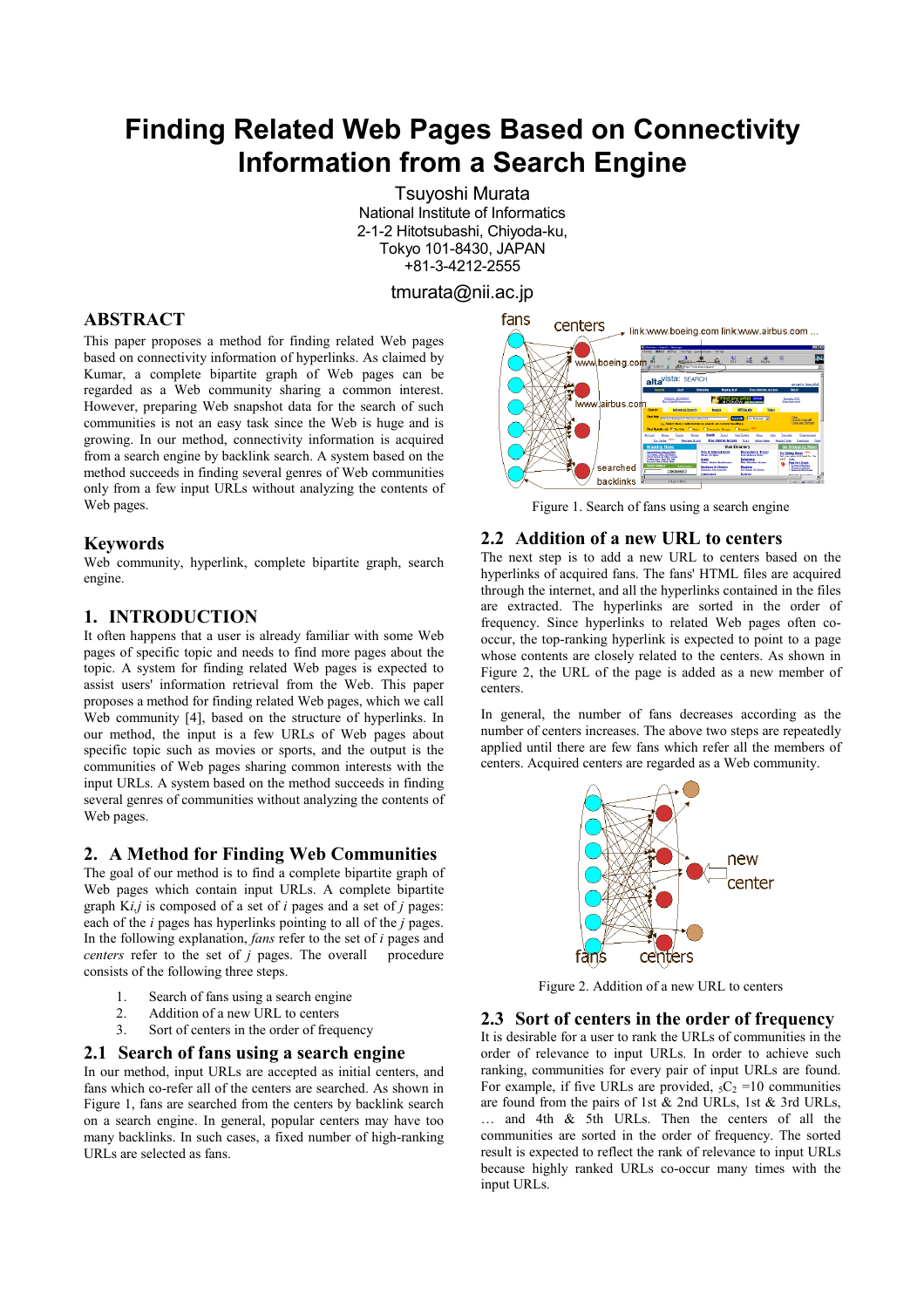# Finding Related Web Pages Based on Connectivity Information from a Search Engine

Tsuyoshi Murata
National Institute of Informatics
2-1-2 Hitotsubashi, Chiyoda-ku,
Tokyo 101-8430, JAPAN
+81-3-4212-2555

tmurata@nii.ac.jp

## ABSTRACT

This paper proposes a method for finding related Web pages based on connectivity information of hyperlinks. As claimed by Kumar, a complete bipartite graph of Web pages can be regarded as a Web community sharing a common interest. However, preparing Web snapshot data for the search of such communities is not an easy task since the Web is huge and is growing. In our method, connectivity information is acquired from a search engine by backlink search. A system based on the method succeeds in finding several genres of Web communities only from a few input URLs without analyzing the contents of Web pages.

## Keywords

Web community, hyperlink, complete bipartite graph, search engine.

## 1. INTRODUCTION

It often happens that a user is already familiar with some Web pages of specific topic and needs to find more pages about the topic. A system for finding related Web pages is expected to assist users' information retrieval from the Web. This paper proposes a method for finding related Web pages, which we call Web community [4], based on the structure of hyperlinks. In our method, the input is a few URLs of Web pages about specific topic such as movies or sports, and the output is the communities of Web pages sharing common interests with the input URLs. A system based on the method succeeds in finding several genres of communities without analyzing the contents of Web pages.

## 2. A Method for Finding Web Communities

The goal of our method is to find a complete bipartite graph of Web pages which contain input URLs. A complete bipartite graph $K_{i,j}$ is composed of a set of $i$ pages and a set of $j$ pages: each of the $i$ pages has hyperlinks pointing to all of the $j$ pages. In the following explanation, *fans* refer to the set of $i$ pages and *centers* refer to the set of $j$ pages. The overall procedure consists of the following three steps.

1. Search of fans using a search engine
2. Addition of a new URL to centers
3. Sort of centers in the order of frequency

### 2.1 Search of fans using a search engine

In our method, input URLs are accepted as initial centers, and fans which co-refer all of the centers are searched. As shown in Figure 1, fans are searched from the centers by backlink search on a search engine. In general, popular centers may have too many backlinks. In such cases, a fixed number of high-ranking URLs are selected as fans.

Figure 1. Search of fans using a search engine

### 2.2 Addition of a new URL to centers

The next step is to add a new URL to centers based on the hyperlinks of acquired fans. The fans' HTML files are acquired through the internet, and all the hyperlinks contained in the files are extracted. The hyperlinks are sorted in the order of frequency. Since hyperlinks to related Web pages often co-occur, the top-ranking hyperlink is expected to point to a page whose contents are closely related to the centers. As shown in Figure 2, the URL of the page is added as a new member of centers.

In general, the number of fans decreases according as the number of centers increases. The above two steps are repeatedly applied until there are few fans which refer all the members of centers. Acquired centers are regarded as a Web community.

Figure 2. Addition of a new URL to centers

### 2.3 Sort of centers in the order of frequency

It is desirable for a user to rank the URLs of communities in the order of relevance to input URLs. In order to achieve such ranking, communities for every pair of input URLs are found. For example, if five URLs are provided, ${}_5C_2$ =10 communities are found from the pairs of 1st & 2nd URLs, 1st & 3rd URLs, … and 4th & 5th URLs. Then the centers of all the communities are sorted in the order of frequency. The sorted result is expected to reflect the rank of relevance to input URLs because highly ranked URLs co-occur many times with the input URLs.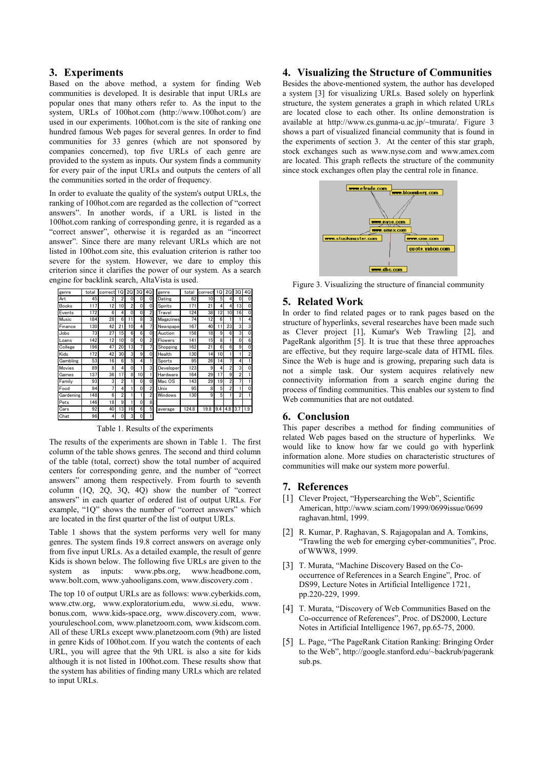## 3. Experiments

Based on the above method, a system for finding Web communities is developed. It is desirable that input URLs are popular ones that many others refer to. As the input to the system, URLs of 100hot.com (http://www.100hot.com/) are used in our experiments. 100hot.com is the site of ranking one hundred famous Web pages for several genres. In order to find communities for 33 genres (which are not sponsored by companies concerned), top five URLs of each genre are provided to the system as inputs. Our system finds a community for every pair of the input URLs and outputs the centers of all the communities sorted in the order of frequency.

In order to evaluate the quality of the system's output URLs, the ranking of 100hot.com are regarded as the collection of "correct answers". In another words, if a URL is listed in the 100hot.com ranking of corresponding genre, it is regarded as a "correct answer", otherwise it is regarded as an "incorrect answer". Since there are many relevant URLs which are not listed in 100hot.com site, this evaluation criterion is rather too severe for the system. However, we dare to employ this criterion since it clarifies the power of our system. As a search engine for backlink search, AltaVista is used.

| genre | total | correct | 1Q | 2Q | 3Q | 4Q | genre | total | correct | 1Q | 2Q | 3Q | 4Q |
|---|---|---|---|---|---|---|---|---|---|---|---|---|---|
| Art | 45 | 2 | 2 | 0 | 0 | 0 | Dating | 62 | 10 | 5 | 4 | 0 | 0 |
| Books | 117 | 12 | 10 | 2 | 0 | 0 | Spirits | 171 | 21 | 4 | 4 | 13 | 0 |
| Events | 172 | 6 | 4 | 0 | 0 | 2 | Travel | 124 | 38 | 12 | 10 | 16 | 0 |
| Music | 184 | 28 | 6 | 11 | 8 | 3 | Magazines | 74 | 12 | 6 | 1 | 1 | 4 |
| Finance | 130 | 42 | 21 | 10 | 4 | 7 | Newspape | 167 | 40 | 11 | 23 | 3 | 3 |
| Jobs | 73 | 27 | 15 | 6 | 6 | 0 | Auction | 158 | 18 | 9 | 6 | 3 | 0 |
| Loans | 142 | 12 | 10 | 0 | 0 | 2 | Flowers | 141 | 15 | 8 | 1 | 0 | 6 |
| College | 196 | 47 | 20 | 13 | 7 | 7 | Shopping | 162 | 21 | 6 | 6 | 9 | 0 |
| Kids | 172 | 42 | 30 | 3 | 9 | 0 | Health | 130 | 14 | 10 | 1 | 1 | 2 |
| Gambling | 53 | 16 | 6 | 5 | 4 | 1 | Sports | 95 | 26 | 14 | 7 | 4 | 1 |
| Movies | 89 | 8 | 4 | 0 | 1 | 3 | Developer | 123 | 9 | 4 | 2 | 3 | 0 |
| Games | 137 | 36 | 17 | 8 | 10 | 1 | Hardware | 164 | 29 | 17 | 9 | 2 | 1 |
| Family | 93 | 3 | 2 | 1 | 0 | 0 | Mac OS | 143 | 29 | 19 | 2 | 7 | 1 |
| Food | 94 | 7 | 4 | 1 | 0 | 2 | Unix | 95 | 8 | 5 | 2 | 1 | 0 |
| Gardening | 148 | 6 | 2 | 1 | 1 | 2 | Windows | 130 | 9 | 5 | 1 | 2 | 1 |
| Pets | 146 | 18 | 9 | 1 | 0 | 8 | | | | | | | |
| Cars | 92 | 40 | 13 | 16 | 6 | 5 | average | 124.8 | 19.8 | 9.4 | 4.8 | 3.7 | 1.9 |
| Chat | 96 | 4 | 0 | 3 | 0 | 1 | | | | | | | |

Table 1. Results of the experiments

The results of the experiments are shown in Table 1. The first column of the table shows genres. The second and third column of the table (total, correct) show the total number of acquired centers for corresponding genre, and the number of "correct answers" among them respectively. From fourth to seventh column (1Q, 2Q, 3Q, 4Q) show the number of "correct answers" in each quarter of ordered list of output URLs. For example, "1Q" shows the number of "correct answers" which are located in the first quarter of the list of output URLs.

Table 1 shows that the system performs very well for many genres. The system finds 19.8 correct answers on average only from five input URLs. As a detailed example, the result of genre Kids is shown below. The following five URLs are given to the system as inputs: www.pbs.org, www.headbone.com, www.bolt.com, www.yahooligans.com, www.discovery.com .

The top 10 of output URLs are as follows: www.cyberkids.com, www.ctw.org, www.exploratorium.edu, www.si.edu, www.bonus.com, www.kids-space.org, www.discovery.com, www.youruleschool.com, www.planetzoom.com, www.kidscom.com. All of these URLs except www.planetzoom.com (9th) are listed in genre Kids of 100hot.com. If you watch the contents of each URL, you will agree that the 9th URL is also a site for kids although it is not listed in 100hot.com. These results show that the system has abilities of finding many URLs which are related to input URLs.

## 4. Visualizing the Structure of Communities

Besides the above-mentioned system, the author has developed a system [3] for visualizing URLs. Based solely on hyperlink structure, the system generates a graph in which related URLs are located close to each other. Its online demonstration is available at http://www.cs.gunma-u.ac.jp/~tmurata/. Figure 3 shows a part of visualized financial community that is found in the experiments of section 3. At the center of this star graph, stock exchanges such as www.nyse.com and www.amex.com are located. This graph reflects the structure of the community since stock exchanges often play the central role in finance.

www.etrade.com
www.bloomberg.com
www.nyse.com
www.amex.com
www.stockmaster.com
www.cme.com
quote.yahoo.com
www.dbc.com

Figure 3. Visualizing the structure of financial community

## 5. Related Work

In order to find related pages or to rank pages based on the structure of hyperlinks, several researches have been made such as Clever project [1], Kumar's Web Trawling [2], and PageRank algorithm [5]. It is true that these three approaches are effective, but they require large-scale data of HTML files. Since the Web is huge and is growing, preparing such data is not a simple task. Our system acquires relatively new connectivity information from a search engine during the process of finding communities. This enables our system to find Web communities that are not outdated.

## 6. Conclusion

This paper describes a method for finding communities of related Web pages based on the structure of hyperlinks. We would like to know how far we could go with hyperlink information alone. More studies on characteristic structures of communities will make our system more powerful.

## 7. References

[1] Clever Project, "Hypersearching the Web", Scientific American, http://www.sciam.com/1999/0699issue/0699raghavan.html, 1999.

[2] R. Kumar, P. Raghavan, S. Rajagopalan and A. Tomkins, "Trawling the web for emerging cyber-communities", Proc. of WWW8, 1999.

[3] T. Murata, "Machine Discovery Based on the Co-occurrence of References in a Search Engine", Proc. of DS99, Lecture Notes in Artificial Intelligence 1721, pp.220-229, 1999.

[4] T. Murata, "Discovery of Web Communities Based on the Co-occurrence of References", Proc. of DS2000, Lecture Notes in Artificial Intelligence 1967, pp.65-75, 2000.

[5] L. Page, "The PageRank Citation Ranking: Bringing Order to the Web", http://google.stanford.edu/~backrub/pageranksub.ps.